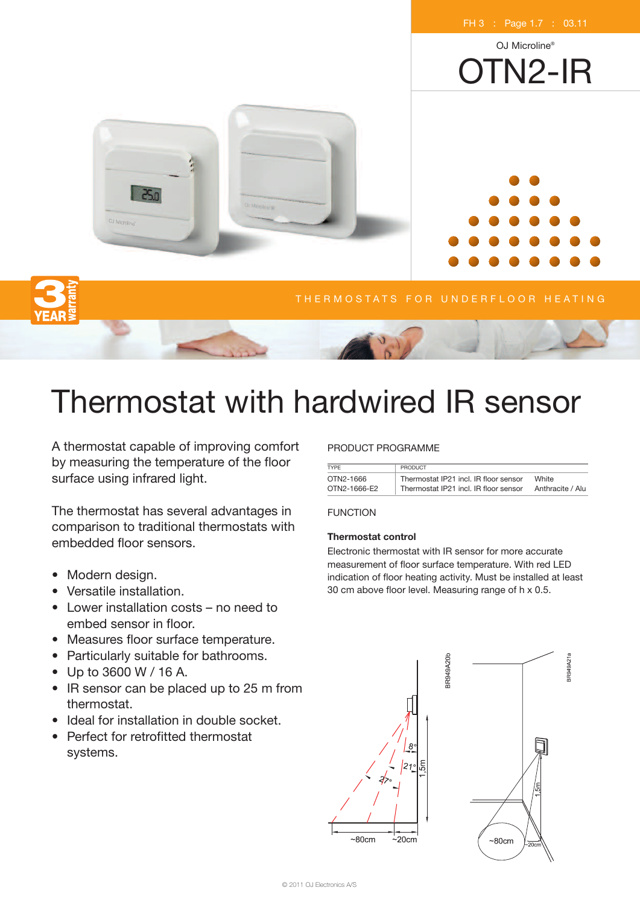OJ Microline®

# OTN2-IR

THERMOSTATS FOR UNDERFLOOR HEATING

# Thermostat with hardwired IR sensor

A thermostat capable of improving comfort by measuring the temperature of the floor surface using infrared light.

The thermostat has several advantages in comparison to traditional thermostats with embedded floor sensors.

- Modern design.
- Versatile installation.
- Lower installation costs – no need to embed sensor in floor.
- Measures floor surface temperature.
- Particularly suitable for bathrooms.
- Up to 3600 W / 16 A.
- IR sensor can be placed up to 25 m from thermostat.
- Ideal for installation in double socket.
- Perfect for retrofitted thermostat systems.

## PRODUCT PROGRAMME

| TYPE | PRODUCT | |
|---|---|---|
| OTN2-1666 | Thermostat IP21 incl. IR floor sensor | White |
| OTN2-1666-E2 | Thermostat IP21 incl. IR floor sensor | Anthracite / Alu |

## FUNCTION

**Thermostat control**

Electronic thermostat with IR sensor for more accurate measurement of floor surface temperature. With red LED indication of floor heating activity. Must be installed at least 30 cm above floor level. Measuring range of h x 0.5.

BR949A20b

BR949A21a

© 2011 OJ Electronics A/S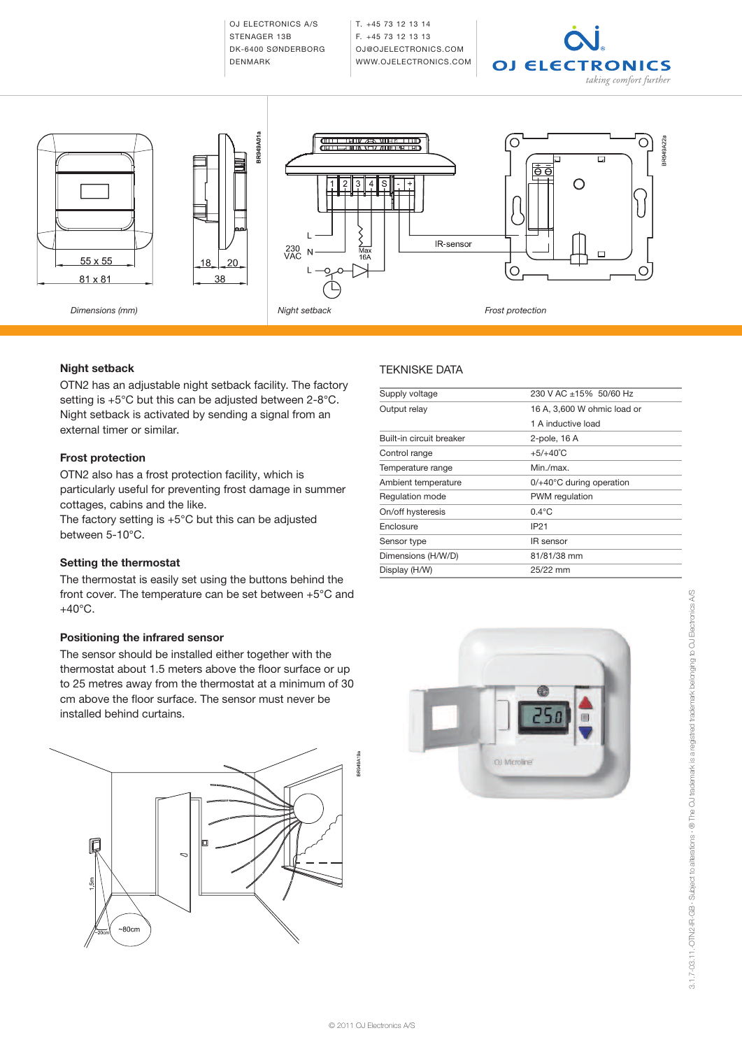OJ ELECTRONICS A/S
STENAGER 13B
DK-6400 SØNDERBORG
DENMARK

T. +45 73 12 13 14
F. +45 73 12 13 13
OJ@OJELECTRONICS.COM
WWW.OJELECTRONICS.COM

Dimensions (mm)

Night setback

Frost protection

### Night setback

OTN2 has an adjustable night setback facility. The factory setting is +5°C but this can be adjusted between 2-8°C. Night setback is activated by sending a signal from an external timer or similar.

### Frost protection

OTN2 also has a frost protection facility, which is particularly useful for preventing frost damage in summer cottages, cabins and the like.
The factory setting is +5°C but this can be adjusted between 5-10°C.

### Setting the thermostat

The thermostat is easily set using the buttons behind the front cover. The temperature can be set between +5°C and +40°C.

### Positioning the infrared sensor

The sensor should be installed either together with the thermostat about 1.5 meters above the floor surface or up to 25 metres away from the thermostat at a minimum of 30 cm above the floor surface. The sensor must never be installed behind curtains.

## TEKNISKE DATA

| | |
|---|---|
| Supply voltage | 230 V AC ±15% 50/60 Hz |
| Output relay | 16 A, 3,600 W ohmic load or 1 A inductive load |
| Built-in circuit breaker | 2-pole, 16 A |
| Control range | +5/+40°C |
| Temperature range | Min./max. |
| Ambient temperature | 0/+40°C during operation |
| Regulation mode | PWM regulation |
| On/off hysteresis | 0.4°C |
| Enclosure | IP21 |
| Sensor type | IR sensor |
| Dimensions (H/W/D) | 81/81/38 mm |
| Display (H/W) | 25/22 mm |

3.1.7.03.11.-OTN2-IR-GB · Subject to alterations · ® The OJ trademark is a registred trademark belonging to OJ Electronics A/S

© 2011 OJ Electronics A/S